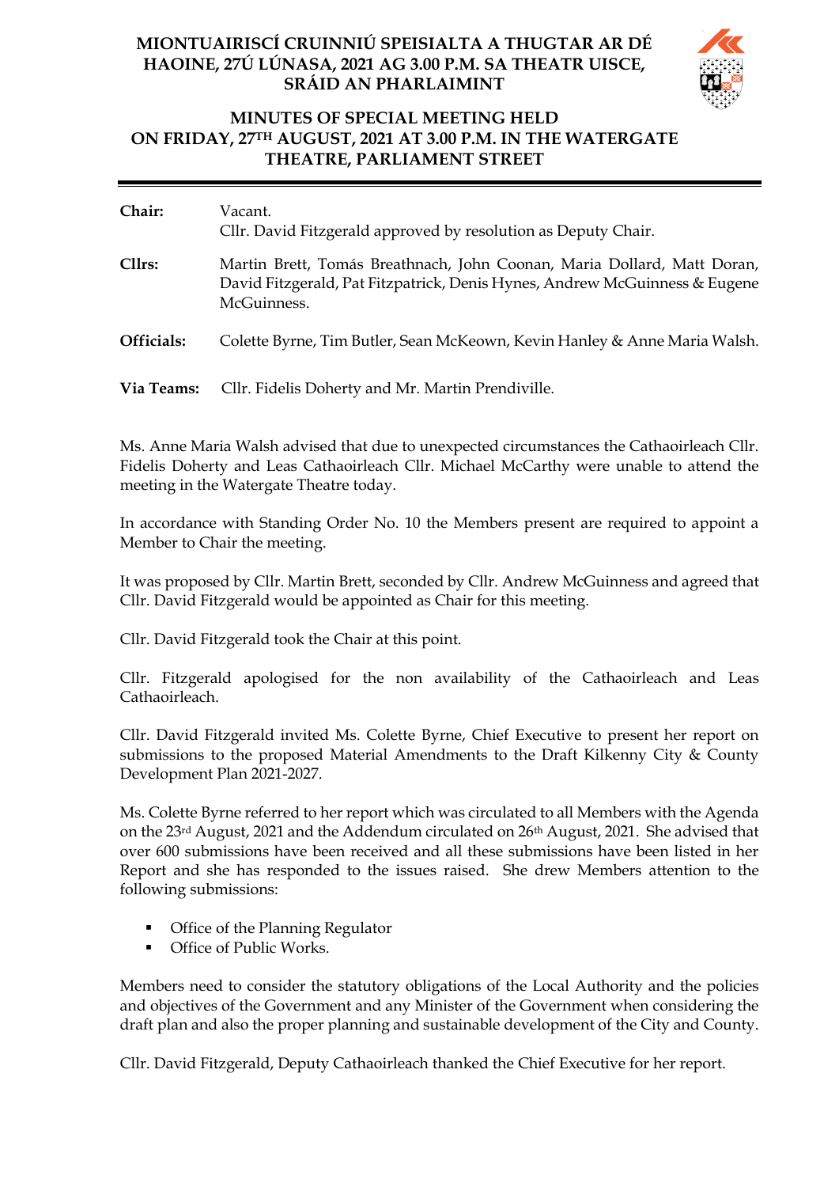# MIONTUAIRISCÍ CRUINNIÚ SPEISIALTA A THUGTAR AR DÉ HAOINE, 27Ú LÚNASA, 2021 AG 3.00 P.M. SA THEATR UISCE, SRÁID AN PHARLAIMINT

# MINUTES OF SPECIAL MEETING HELD ON FRIDAY, 27TH AUGUST, 2021 AT 3.00 P.M. IN THE WATERGATE THEATRE, PARLIAMENT STREET

---

**Chair:** Vacant.
Cllr. David Fitzgerald approved by resolution as Deputy Chair.

**Cllrs:** Martin Brett, Tomás Breathnach, John Coonan, Maria Dollard, Matt Doran, David Fitzgerald, Pat Fitzpatrick, Denis Hynes, Andrew McGuinness & Eugene McGuinness.

**Officials:** Colette Byrne, Tim Butler, Sean McKeown, Kevin Hanley & Anne Maria Walsh.

**Via Teams:** Cllr. Fidelis Doherty and Mr. Martin Prendiville.

Ms. Anne Maria Walsh advised that due to unexpected circumstances the Cathaoirleach Cllr. Fidelis Doherty and Leas Cathaoirleach Cllr. Michael McCarthy were unable to attend the meeting in the Watergate Theatre today.

In accordance with Standing Order No. 10 the Members present are required to appoint a Member to Chair the meeting.

It was proposed by Cllr. Martin Brett, seconded by Cllr. Andrew McGuinness and agreed that Cllr. David Fitzgerald would be appointed as Chair for this meeting.

Cllr. David Fitzgerald took the Chair at this point.

Cllr. Fitzgerald apologised for the non availability of the Cathaoirleach and Leas Cathaoirleach.

Cllr. David Fitzgerald invited Ms. Colette Byrne, Chief Executive to present her report on submissions to the proposed Material Amendments to the Draft Kilkenny City & County Development Plan 2021-2027.

Ms. Colette Byrne referred to her report which was circulated to all Members with the Agenda on the 23rd August, 2021 and the Addendum circulated on 26th August, 2021. She advised that over 600 submissions have been received and all these submissions have been listed in her Report and she has responded to the issues raised. She drew Members attention to the following submissions:

- Office of the Planning Regulator
- Office of Public Works.

Members need to consider the statutory obligations of the Local Authority and the policies and objectives of the Government and any Minister of the Government when considering the draft plan and also the proper planning and sustainable development of the City and County.

Cllr. David Fitzgerald, Deputy Cathaoirleach thanked the Chief Executive for her report.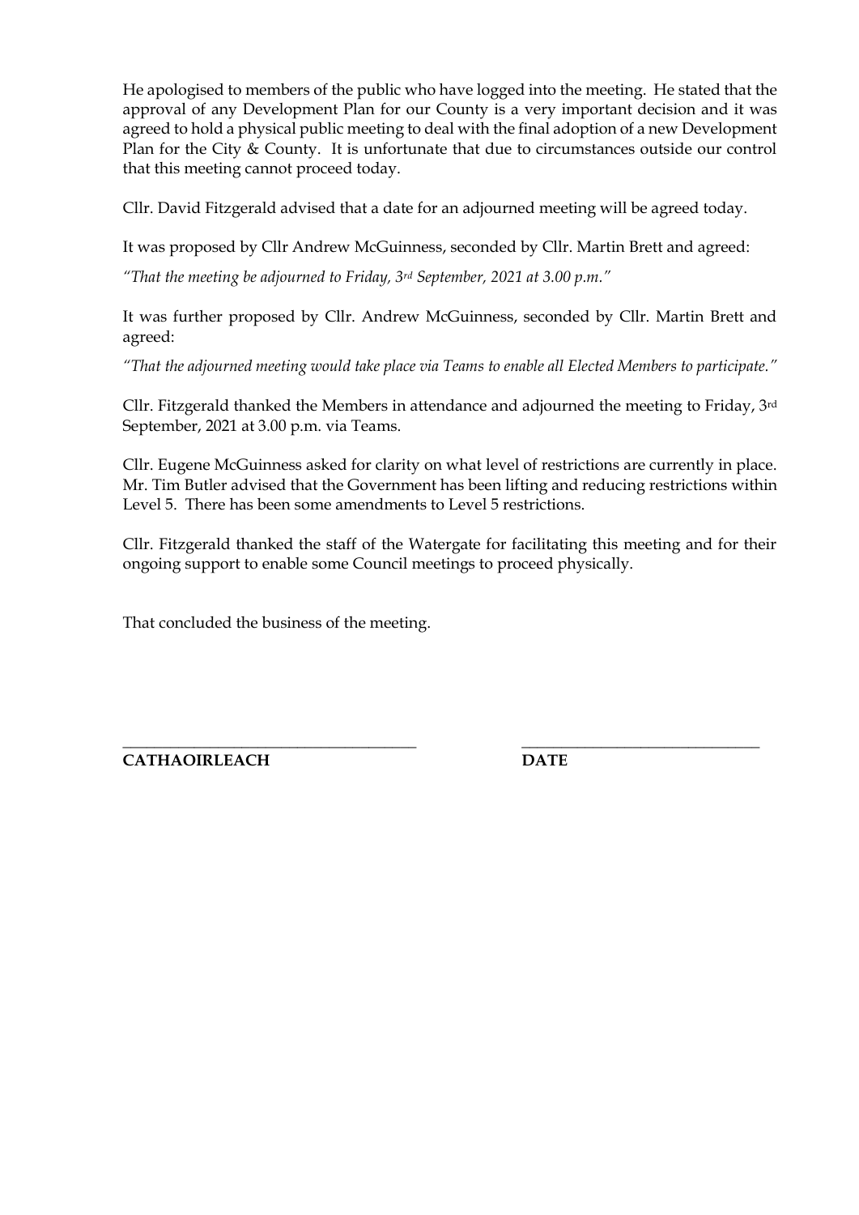He apologised to members of the public who have logged into the meeting. He stated that the approval of any Development Plan for our County is a very important decision and it was agreed to hold a physical public meeting to deal with the final adoption of a new Development Plan for the City & County. It is unfortunate that due to circumstances outside our control that this meeting cannot proceed today.

Cllr. David Fitzgerald advised that a date for an adjourned meeting will be agreed today.

It was proposed by Cllr Andrew McGuinness, seconded by Cllr. Martin Brett and agreed:

*"That the meeting be adjourned to Friday, 3rd September, 2021 at 3.00 p.m."*

It was further proposed by Cllr. Andrew McGuinness, seconded by Cllr. Martin Brett and agreed:

*"That the adjourned meeting would take place via Teams to enable all Elected Members to participate."*

Cllr. Fitzgerald thanked the Members in attendance and adjourned the meeting to Friday, 3rd September, 2021 at 3.00 p.m. via Teams.

Cllr. Eugene McGuinness asked for clarity on what level of restrictions are currently in place. Mr. Tim Butler advised that the Government has been lifting and reducing restrictions within Level 5. There has been some amendments to Level 5 restrictions.

Cllr. Fitzgerald thanked the staff of the Watergate for facilitating this meeting and for their ongoing support to enable some Council meetings to proceed physically.

That concluded the business of the meeting.

\_\_\_\_\_\_\_\_\_\_\_\_\_\_\_\_\_\_\_\_\_\_\_\_\_\_\_\_\_\_\_\_\_\_\_\_\_\_ \_\_\_\_\_\_\_\_\_\_\_\_\_\_\_\_\_\_\_\_\_\_\_\_\_\_\_\_\_\_\_\_

**CATHAOIRLEACH** **DATE**